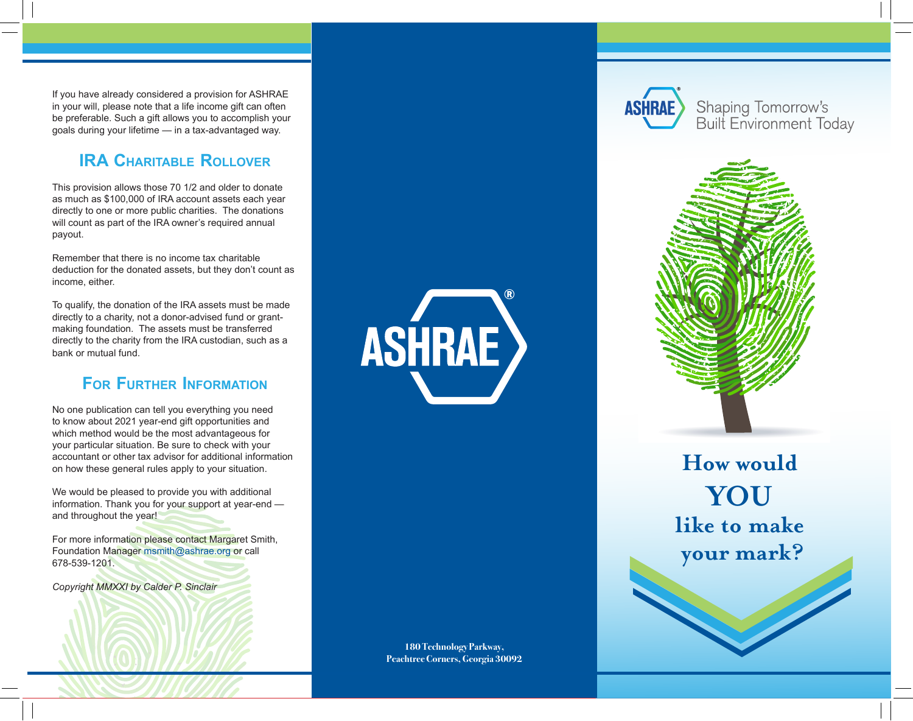If you have already considered a provision for ASHRAE in your will, please note that a life income gift can often be preferable. Such a gift allows you to accomplish your goals during your lifetime — in a tax-advantaged way.

## IRA Charitable Rollover

This provision allows those 70 1/2 and older to donate as much as $100,000 of IRA account assets each year directly to one or more public charities. The donations will count as part of the IRA owner's required annual payout.

Remember that there is no income tax charitable deduction for the donated assets, but they don't count as income, either.

To qualify, the donation of the IRA assets must be made directly to a charity, not a donor-advised fund or grant-making foundation. The assets must be transferred directly to the charity from the IRA custodian, such as a bank or mutual fund.

## For Further Information

No one publication can tell you everything you need to know about 2021 year-end gift opportunities and which method would be the most advantageous for your particular situation. Be sure to check with your accountant or other tax advisor for additional information on how these general rules apply to your situation.

We would be pleased to provide you with additional information. Thank you for your support at year-end — and throughout the year!

For more information please contact Margaret Smith, Foundation Manager msmith@ashrae.org or call 678-539-1201.

*Copyright MMXXI by Calder P. Sinclair*

ASHRAE®

180 Technology Parkway,
Peachtree Corners, Georgia 30092

ASHRAE® Shaping Tomorrow's Built Environment Today

# How would YOU like to make your mark?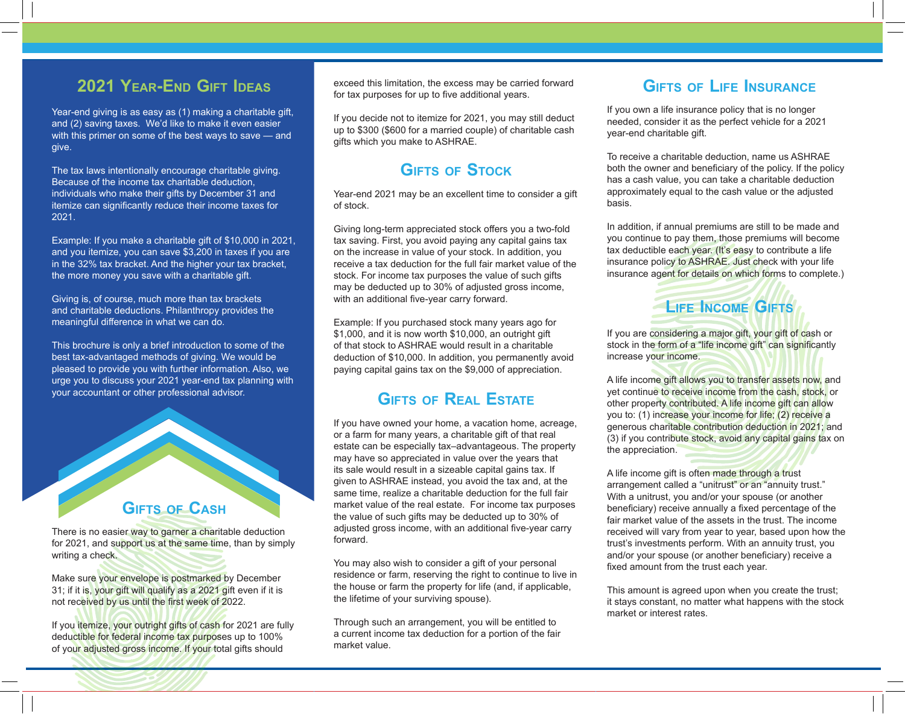## 2021 Year-End Gift Ideas

Year-end giving is as easy as (1) making a charitable gift, and (2) saving taxes. We'd like to make it even easier with this primer on some of the best ways to save — and give.

The tax laws intentionally encourage charitable giving. Because of the income tax charitable deduction, individuals who make their gifts by December 31 and itemize can significantly reduce their income taxes for 2021.

Example: If you make a charitable gift of $10,000 in 2021, and you itemize, you can save $3,200 in taxes if you are in the 32% tax bracket. And the higher your tax bracket, the more money you save with a charitable gift.

Giving is, of course, much more than tax brackets and charitable deductions. Philanthropy provides the meaningful difference in what we can do.

This brochure is only a brief introduction to some of the best tax-advantaged methods of giving. We would be pleased to provide you with further information. Also, we urge you to discuss your 2021 year-end tax planning with your accountant or other professional advisor.

## Gifts of Cash

There is no easier way to garner a charitable deduction for 2021, and support us at the same time, than by simply writing a check.

Make sure your envelope is postmarked by December 31; if it is, your gift will qualify as a 2021 gift even if it is not received by us until the first week of 2022.

If you itemize, your outright gifts of cash for 2021 are fully deductible for federal income tax purposes up to 100% of your adjusted gross income. If your total gifts should exceed this limitation, the excess may be carried forward for tax purposes for up to five additional years.

If you decide not to itemize for 2021, you may still deduct up to $300 ($600 for a married couple) of charitable cash gifts which you make to ASHRAE.

## Gifts of Stock

Year-end 2021 may be an excellent time to consider a gift of stock.

Giving long-term appreciated stock offers you a two-fold tax saving. First, you avoid paying any capital gains tax on the increase in value of your stock. In addition, you receive a tax deduction for the full fair market value of the stock. For income tax purposes the value of such gifts may be deducted up to 30% of adjusted gross income, with an additional five-year carry forward.

Example: If you purchased stock many years ago for $1,000, and it is now worth $10,000, an outright gift of that stock to ASHRAE would result in a charitable deduction of $10,000. In addition, you permanently avoid paying capital gains tax on the $9,000 of appreciation.

## Gifts of Real Estate

If you have owned your home, a vacation home, acreage, or a farm for many years, a charitable gift of that real estate can be especially tax–advantageous. The property may have so appreciated in value over the years that its sale would result in a sizeable capital gains tax. If given to ASHRAE instead, you avoid the tax and, at the same time, realize a charitable deduction for the full fair market value of the real estate. For income tax purposes the value of such gifts may be deducted up to 30% of adjusted gross income, with an additional five-year carry forward.

You may also wish to consider a gift of your personal residence or farm, reserving the right to continue to live in the house or farm the property for life (and, if applicable, the lifetime of your surviving spouse).

Through such an arrangement, you will be entitled to a current income tax deduction for a portion of the fair market value.

## Gifts of Life Insurance

If you own a life insurance policy that is no longer needed, consider it as the perfect vehicle for a 2021 year-end charitable gift.

To receive a charitable deduction, name us ASHRAE both the owner and beneficiary of the policy. If the policy has a cash value, you can take a charitable deduction approximately equal to the cash value or the adjusted basis.

In addition, if annual premiums are still to be made and you continue to pay them, those premiums will become tax deductible each year. (It's easy to contribute a life insurance policy to ASHRAE. Just check with your life insurance agent for details on which forms to complete.)

## Life Income Gifts

If you are considering a major gift, your gift of cash or stock in the form of a "life income gift" can significantly increase your income.

A life income gift allows you to transfer assets now, and yet continue to receive income from the cash, stock, or other property contributed. A life income gift can allow you to: (1) increase your income for life; (2) receive a generous charitable contribution deduction in 2021; and (3) if you contribute stock, avoid any capital gains tax on the appreciation.

A life income gift is often made through a trust arrangement called a "unitrust" or an "annuity trust." With a unitrust, you and/or your spouse (or another beneficiary) receive annually a fixed percentage of the fair market value of the assets in the trust. The income received will vary from year to year, based upon how the trust's investments perform. With an annuity trust, you and/or your spouse (or another beneficiary) receive a fixed amount from the trust each year.

This amount is agreed upon when you create the trust; it stays constant, no matter what happens with the stock market or interest rates.